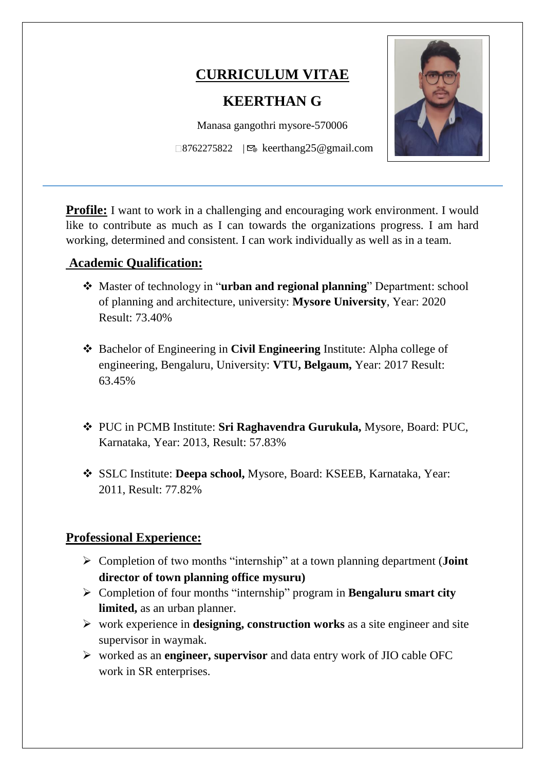# CURRICULUM VITAE

## KEERTHAN G

Manasa gangothri mysore-570006

8762275822 | keerthang25@gmail.com

---

**Profile:** I want to work in a challenging and encouraging work environment. I would like to contribute as much as I can towards the organizations progress. I am hard working, determined and consistent. I can work individually as well as in a team.

## Academic Qualification:

- Master of technology in "**urban and regional planning**" Department: school of planning and architecture, university: **Mysore University**, Year: 2020 Result: 73.40%

- Bachelor of Engineering in **Civil Engineering** Institute: Alpha college of engineering, Bengaluru, University: **VTU, Belgaum,** Year: 2017 Result: 63.45%

- PUC in PCMB Institute: **Sri Raghavendra Gurukula,** Mysore, Board: PUC, Karnataka, Year: 2013, Result: 57.83%

- SSLC Institute: **Deepa school,** Mysore, Board: KSEEB, Karnataka, Year: 2011, Result: 77.82%

## Professional Experience:

- Completion of two months "internship" at a town planning department (**Joint director of town planning office mysuru)**
- Completion of four months "internship" program in **Bengaluru smart city limited,** as an urban planner.
- work experience in **designing, construction works** as a site engineer and site supervisor in waymak.
- worked as an **engineer, supervisor** and data entry work of JIO cable OFC work in SR enterprises.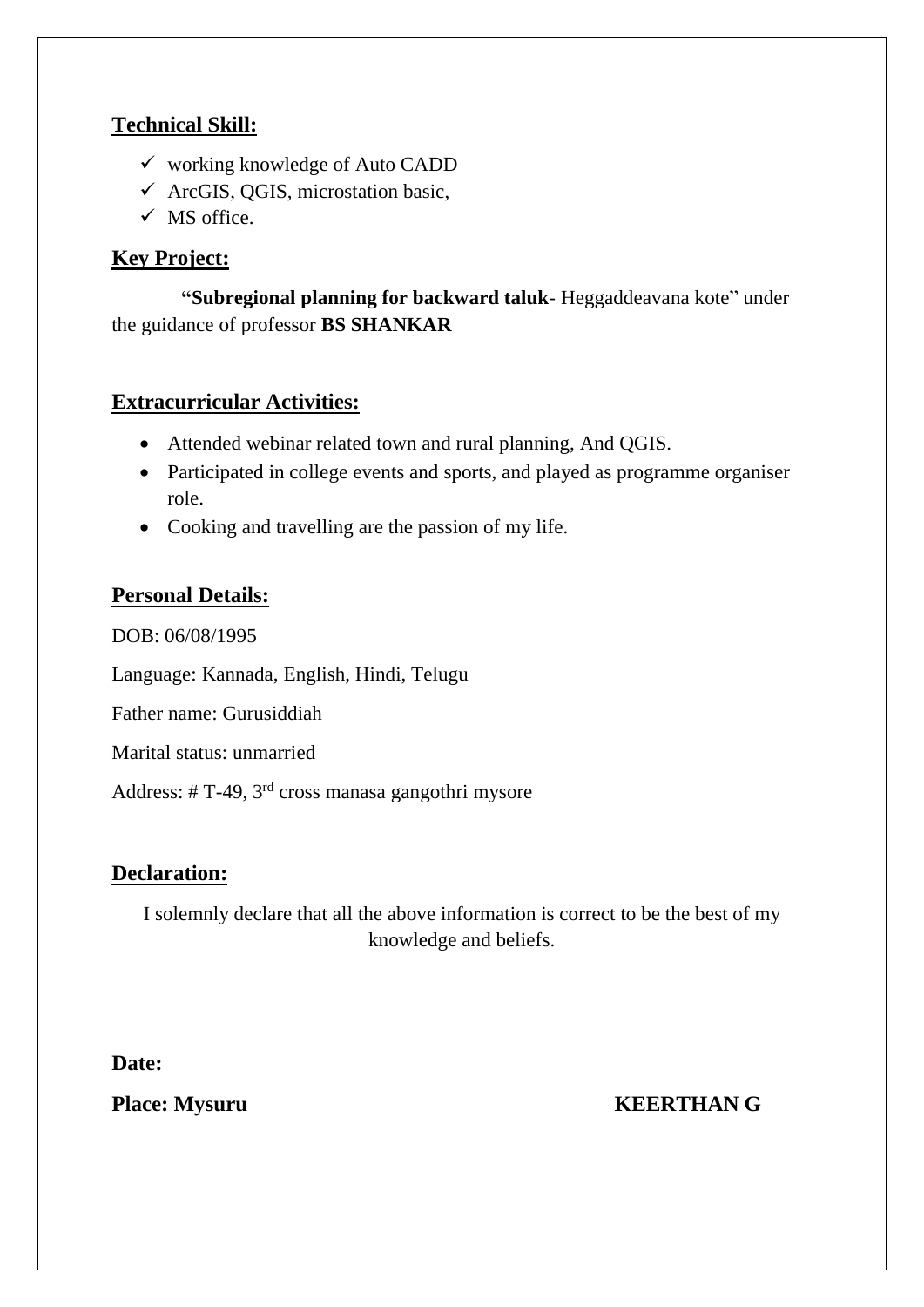## Technical Skill:

- ✓ working knowledge of Auto CADD
- ✓ ArcGIS, QGIS, microstation basic,
- ✓ MS office.

## Key Project:

**"Subregional planning for backward taluk**- Heggaddeavana kote" under the guidance of professor **BS SHANKAR**

## Extracurricular Activities:

- Attended webinar related town and rural planning, And QGIS.
- Participated in college events and sports, and played as programme organiser role.
- Cooking and travelling are the passion of my life.

## Personal Details:

DOB: 06/08/1995

Language: Kannada, English, Hindi, Telugu

Father name: Gurusiddiah

Marital status: unmarried

Address: # T-49, 3rd cross manasa gangothri mysore

## Declaration:

I solemnly declare that all the above information is correct to be the best of my knowledge and beliefs.

**Date:**

**Place: Mysuru** **KEERTHAN G**